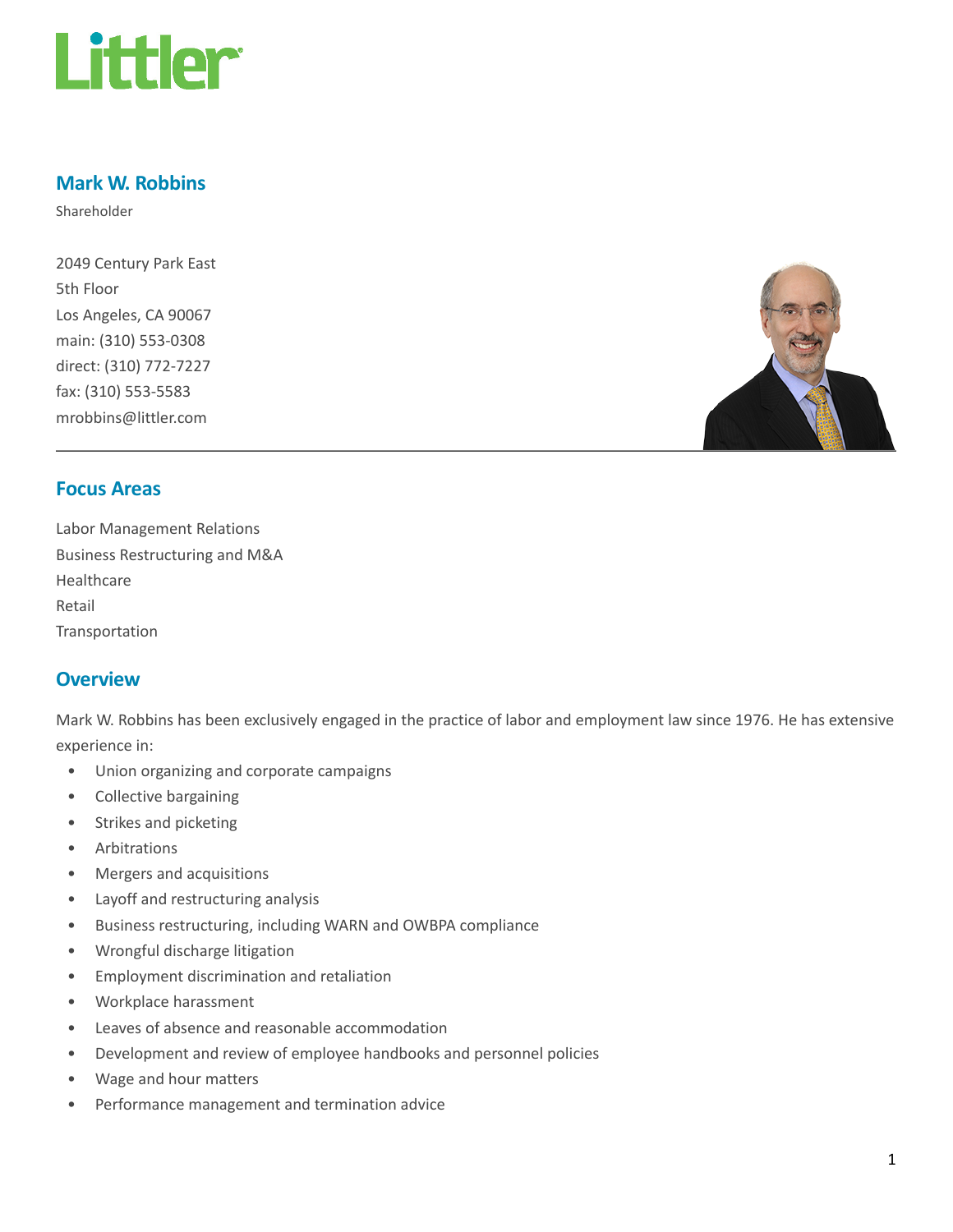# Mark W. Robbins

Shareholder

2049 Century Park East
5th Floor
Los Angeles, CA 90067
main: (310) 553-0308
direct: (310) 772-7227
fax: (310) 553-5583
mrobbins@littler.com

## Focus Areas

Labor Management Relations
Business Restructuring and M&A
Healthcare
Retail
Transportation

## Overview

Mark W. Robbins has been exclusively engaged in the practice of labor and employment law since 1976. He has extensive experience in:

- Union organizing and corporate campaigns
- Collective bargaining
- Strikes and picketing
- Arbitrations
- Mergers and acquisitions
- Layoff and restructuring analysis
- Business restructuring, including WARN and OWBPA compliance
- Wrongful discharge litigation
- Employment discrimination and retaliation
- Workplace harassment
- Leaves of absence and reasonable accommodation
- Development and review of employee handbooks and personnel policies
- Wage and hour matters
- Performance management and termination advice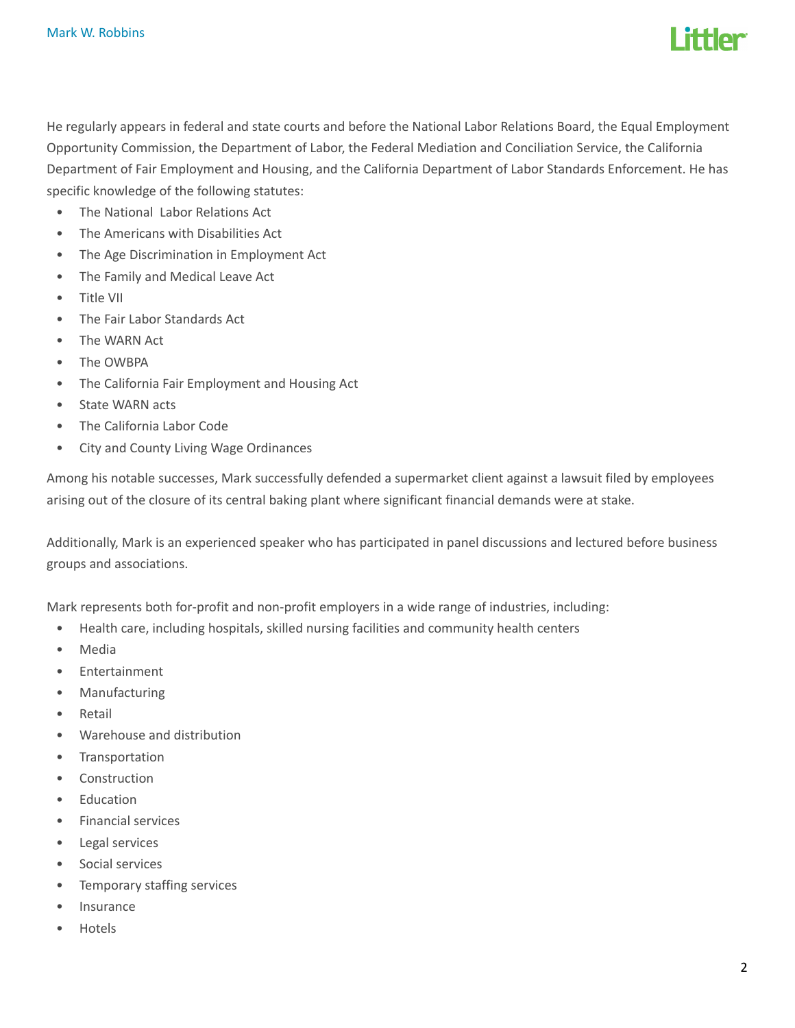He regularly appears in federal and state courts and before the National Labor Relations Board, the Equal Employment Opportunity Commission, the Department of Labor, the Federal Mediation and Conciliation Service, the California Department of Fair Employment and Housing, and the California Department of Labor Standards Enforcement. He has specific knowledge of the following statutes:

- The National Labor Relations Act
- The Americans with Disabilities Act
- The Age Discrimination in Employment Act
- The Family and Medical Leave Act
- Title VII
- The Fair Labor Standards Act
- The WARN Act
- The OWBPA
- The California Fair Employment and Housing Act
- State WARN acts
- The California Labor Code
- City and County Living Wage Ordinances

Among his notable successes, Mark successfully defended a supermarket client against a lawsuit filed by employees arising out of the closure of its central baking plant where significant financial demands were at stake.

Additionally, Mark is an experienced speaker who has participated in panel discussions and lectured before business groups and associations.

Mark represents both for-profit and non-profit employers in a wide range of industries, including:

- Health care, including hospitals, skilled nursing facilities and community health centers
- Media
- Entertainment
- Manufacturing
- Retail
- Warehouse and distribution
- Transportation
- Construction
- Education
- Financial services
- Legal services
- Social services
- Temporary staffing services
- Insurance
- Hotels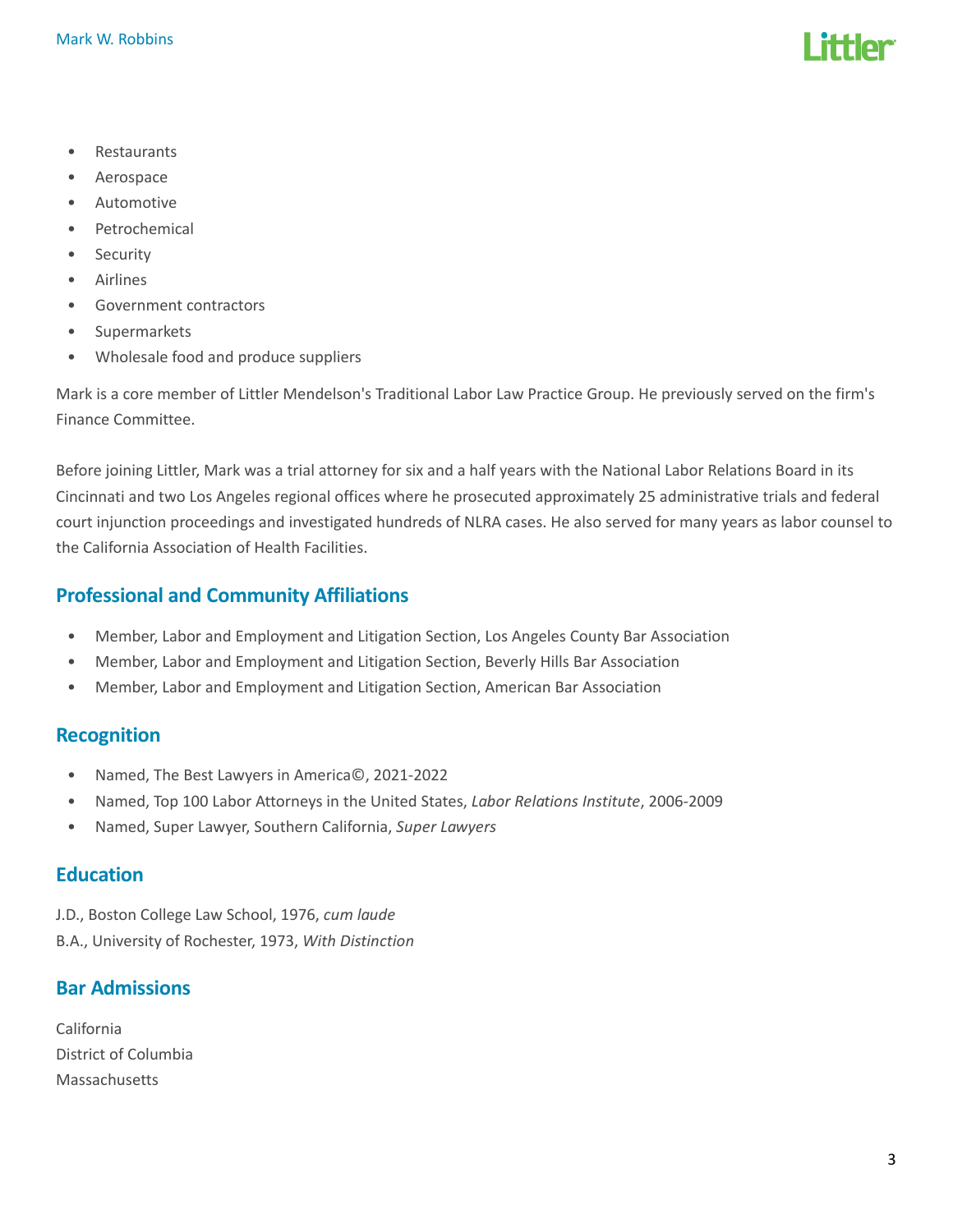- Restaurants
- Aerospace
- Automotive
- Petrochemical
- Security
- Airlines
- Government contractors
- Supermarkets
- Wholesale food and produce suppliers

Mark is a core member of Littler Mendelson's Traditional Labor Law Practice Group. He previously served on the firm's Finance Committee.

Before joining Littler, Mark was a trial attorney for six and a half years with the National Labor Relations Board in its Cincinnati and two Los Angeles regional offices where he prosecuted approximately 25 administrative trials and federal court injunction proceedings and investigated hundreds of NLRA cases. He also served for many years as labor counsel to the California Association of Health Facilities.

## Professional and Community Affiliations

- Member, Labor and Employment and Litigation Section, Los Angeles County Bar Association
- Member, Labor and Employment and Litigation Section, Beverly Hills Bar Association
- Member, Labor and Employment and Litigation Section, American Bar Association

## Recognition

- Named, The Best Lawyers in America©, 2021-2022
- Named, Top 100 Labor Attorneys in the United States, *Labor Relations Institute*, 2006-2009
- Named, Super Lawyer, Southern California, *Super Lawyers*

## Education

J.D., Boston College Law School, 1976, *cum laude*
B.A., University of Rochester, 1973, *With Distinction*

## Bar Admissions

California
District of Columbia
Massachusetts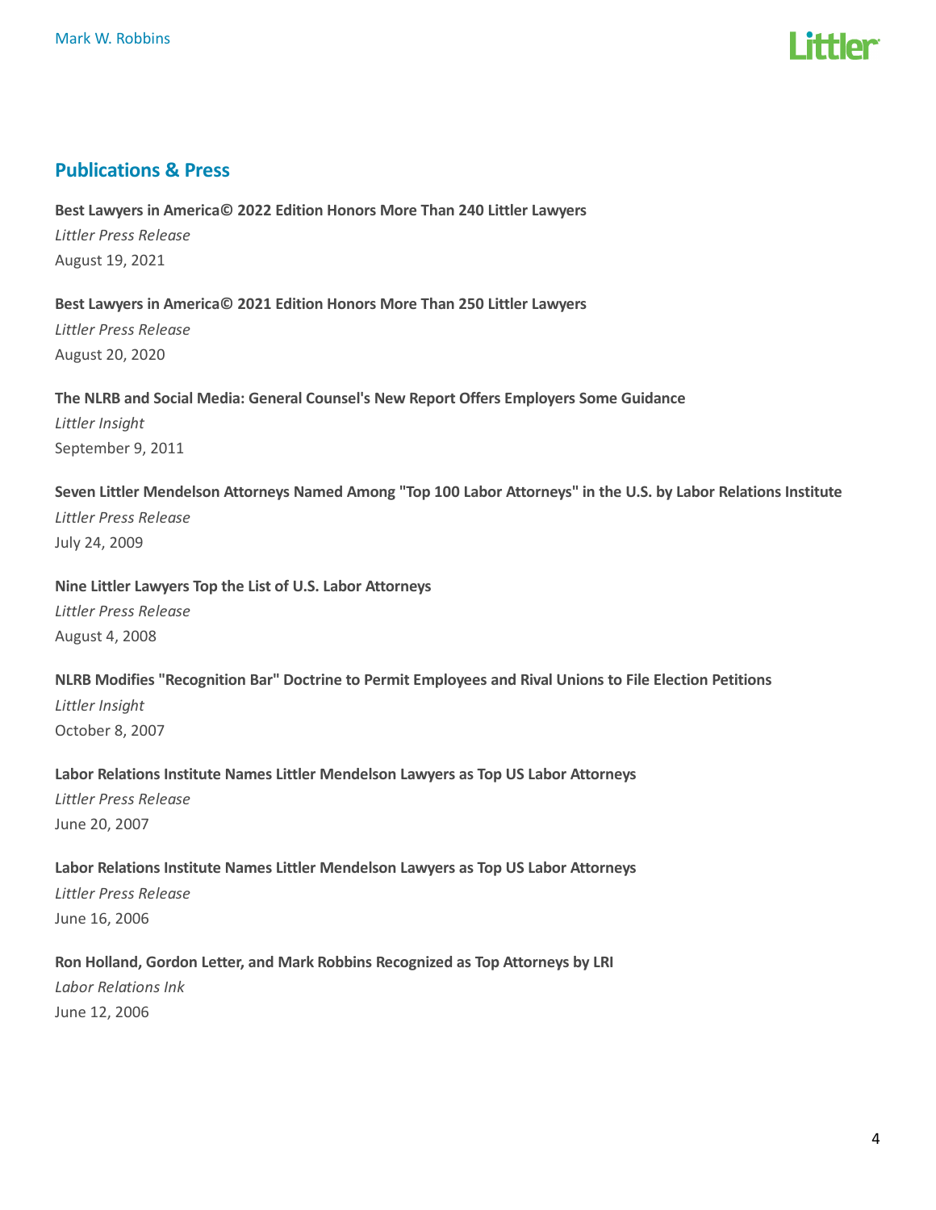## Publications & Press

**Best Lawyers in America© 2022 Edition Honors More Than 240 Littler Lawyers**

*Littler Press Release*

August 19, 2021

**Best Lawyers in America© 2021 Edition Honors More Than 250 Littler Lawyers**

*Littler Press Release*

August 20, 2020

**The NLRB and Social Media: General Counsel's New Report Offers Employers Some Guidance**

*Littler Insight*

September 9, 2011

**Seven Littler Mendelson Attorneys Named Among "Top 100 Labor Attorneys" in the U.S. by Labor Relations Institute**

*Littler Press Release*

July 24, 2009

**Nine Littler Lawyers Top the List of U.S. Labor Attorneys**

*Littler Press Release*

August 4, 2008

**NLRB Modifies "Recognition Bar" Doctrine to Permit Employees and Rival Unions to File Election Petitions**

*Littler Insight*

October 8, 2007

**Labor Relations Institute Names Littler Mendelson Lawyers as Top US Labor Attorneys**

*Littler Press Release*

June 20, 2007

**Labor Relations Institute Names Littler Mendelson Lawyers as Top US Labor Attorneys**

*Littler Press Release*

June 16, 2006

**Ron Holland, Gordon Letter, and Mark Robbins Recognized as Top Attorneys by LRI**

*Labor Relations Ink*

June 12, 2006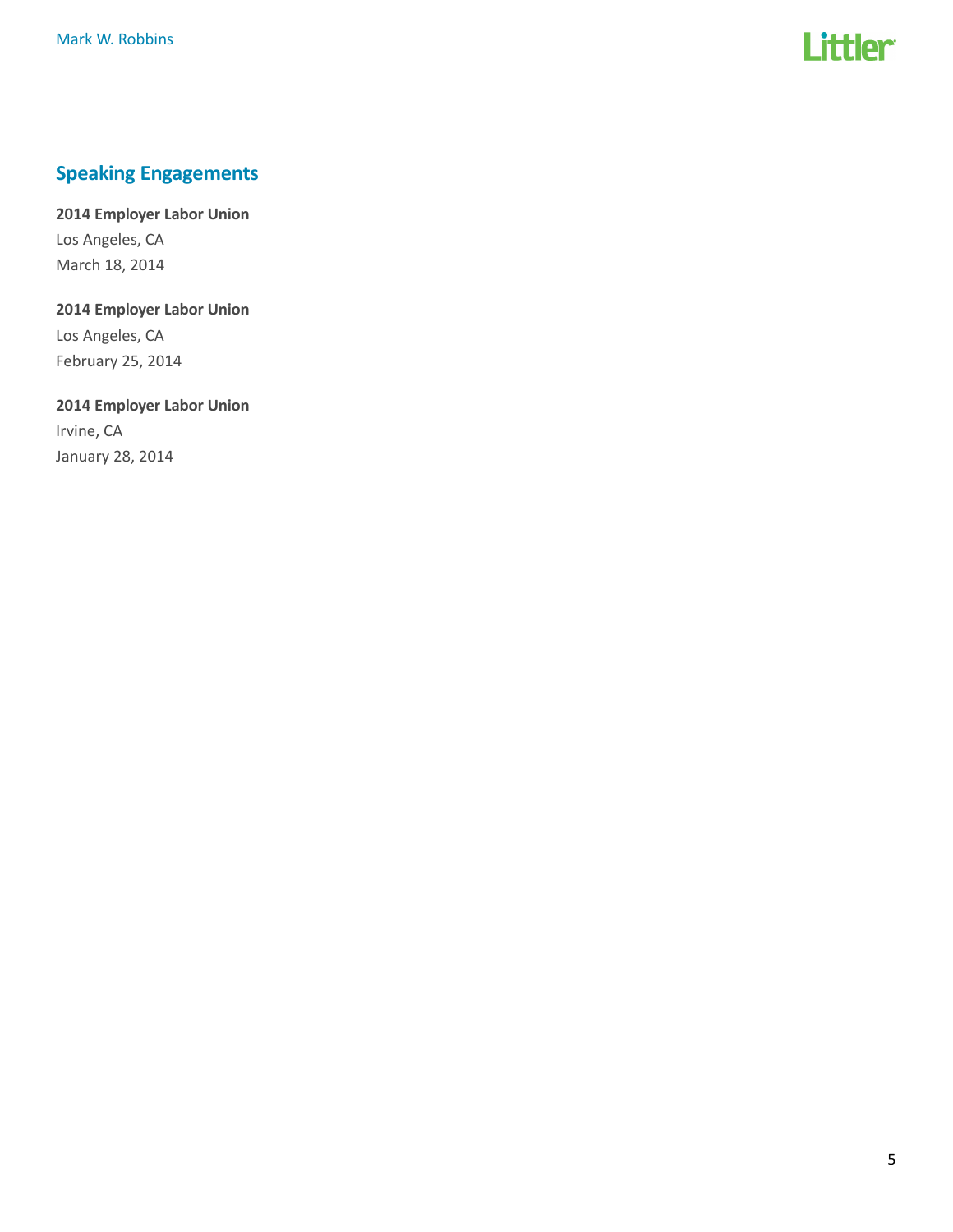## Speaking Engagements

**2014 Employer Labor Union**
Los Angeles, CA
March 18, 2014

**2014 Employer Labor Union**
Los Angeles, CA
February 25, 2014

**2014 Employer Labor Union**
Irvine, CA
January 28, 2014